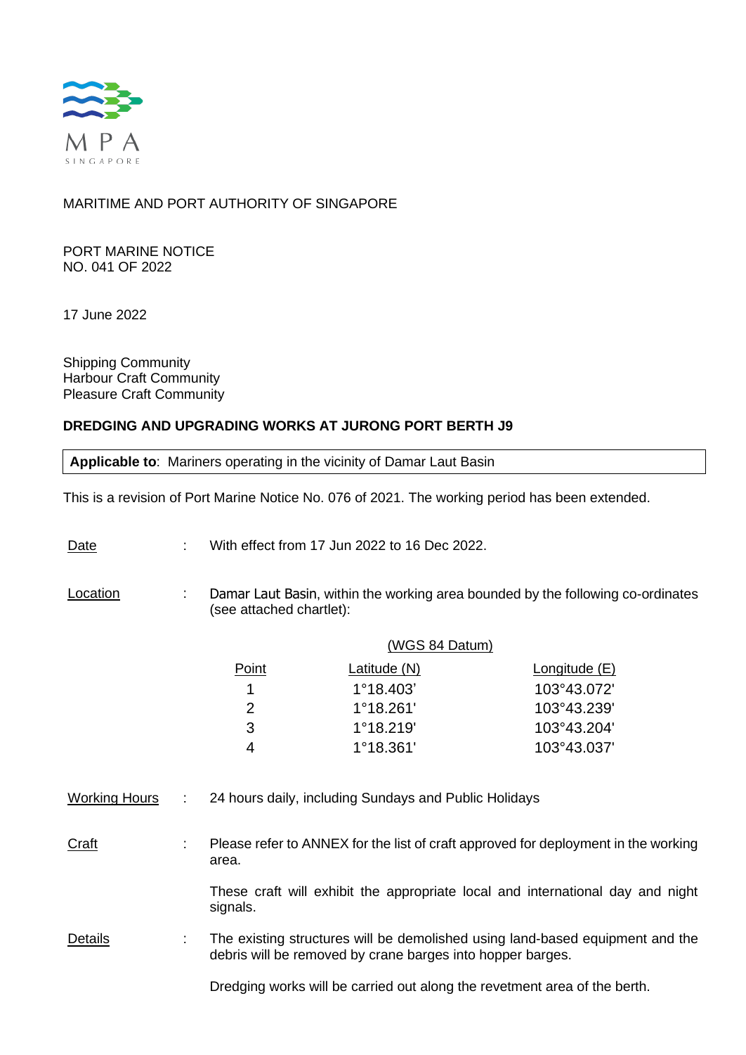MPA SINGAPORE

MARITIME AND PORT AUTHORITY OF SINGAPORE

PORT MARINE NOTICE
NO. 041 OF 2022

17 June 2022

Shipping Community
Harbour Craft Community
Pleasure Craft Community

**DREDGING AND UPGRADING WORKS AT JURONG PORT BERTH J9**

**Applicable to**: Mariners operating in the vicinity of Damar Laut Basin

This is a revision of Port Marine Notice No. 076 of 2021. The working period has been extended.

Date : With effect from 17 Jun 2022 to 16 Dec 2022.

Location : Damar Laut Basin, within the working area bounded by the following co-ordinates (see attached chartlet):

(WGS 84 Datum)

| Point | Latitude (N) | Longitude (E) |
|---|---|---|
| 1 | 1°18.403' | 103°43.072' |
| 2 | 1°18.261' | 103°43.239' |
| 3 | 1°18.219' | 103°43.204' |
| 4 | 1°18.361' | 103°43.037' |

Working Hours : 24 hours daily, including Sundays and Public Holidays

Craft : Please refer to ANNEX for the list of craft approved for deployment in the working area.

These craft will exhibit the appropriate local and international day and night signals.

Details : The existing structures will be demolished using land-based equipment and the debris will be removed by crane barges into hopper barges.

Dredging works will be carried out along the revetment area of the berth.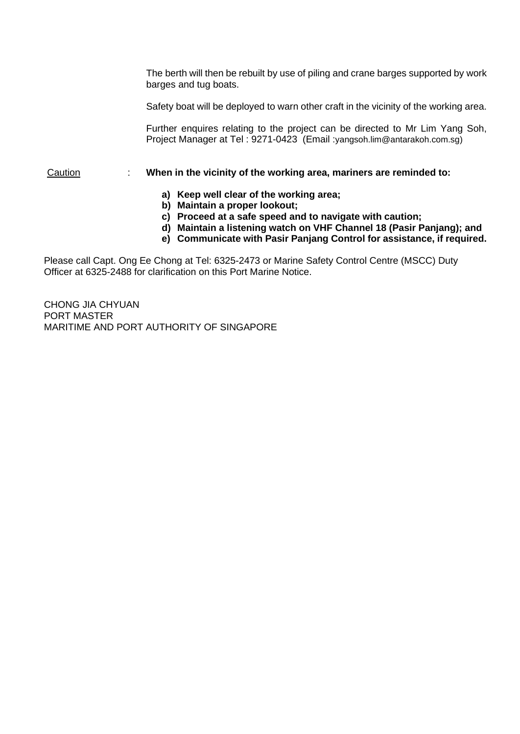The berth will then be rebuilt by use of piling and crane barges supported by work barges and tug boats.

Safety boat will be deployed to warn other craft in the vicinity of the working area.

Further enquires relating to the project can be directed to Mr Lim Yang Soh, Project Manager at Tel : 9271-0423 (Email :yangsoh.lim@antarakoh.com.sg)

Caution : **When in the vicinity of the working area, mariners are reminded to:**

**a) Keep well clear of the working area;**
**b) Maintain a proper lookout;**
**c) Proceed at a safe speed and to navigate with caution;**
**d) Maintain a listening watch on VHF Channel 18 (Pasir Panjang); and**
**e) Communicate with Pasir Panjang Control for assistance, if required.**

Please call Capt. Ong Ee Chong at Tel: 6325-2473 or Marine Safety Control Centre (MSCC) Duty Officer at 6325-2488 for clarification on this Port Marine Notice.

CHONG JIA CHYUAN
PORT MASTER
MARITIME AND PORT AUTHORITY OF SINGAPORE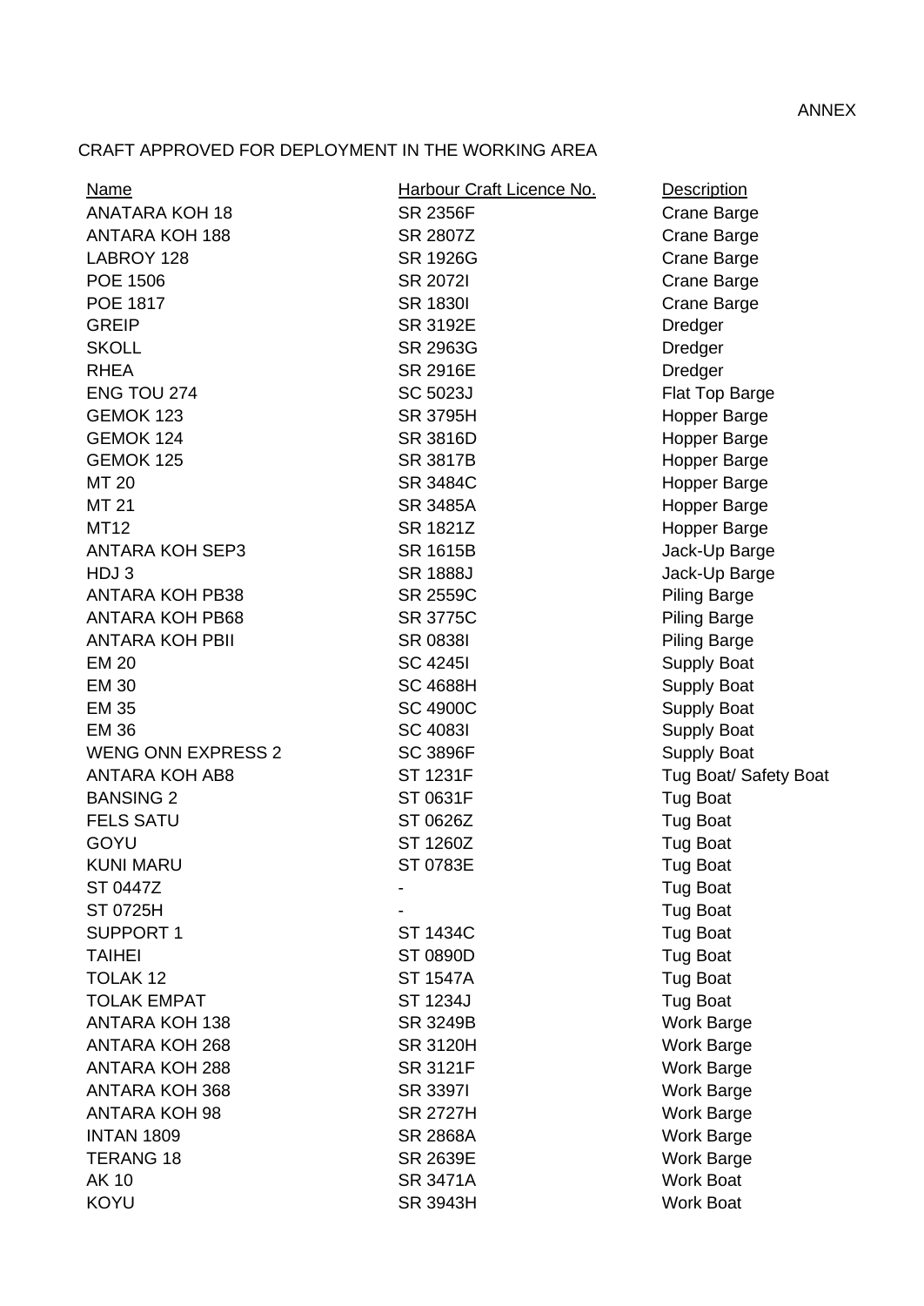ANNEX

CRAFT APPROVED FOR DEPLOYMENT IN THE WORKING AREA

| Name | Harbour Craft Licence No. | Description |
|---|---|---|
| ANATARA KOH 18 | SR 2356F | Crane Barge |
| ANTARA KOH 188 | SR 2807Z | Crane Barge |
| LABROY 128 | SR 1926G | Crane Barge |
| POE 1506 | SR 2072I | Crane Barge |
| POE 1817 | SR 1830I | Crane Barge |
| GREIP | SR 3192E | Dredger |
| SKOLL | SR 2963G | Dredger |
| RHEA | SR 2916E | Dredger |
| ENG TOU 274 | SC 5023J | Flat Top Barge |
| GEMOK 123 | SR 3795H | Hopper Barge |
| GEMOK 124 | SR 3816D | Hopper Barge |
| GEMOK 125 | SR 3817B | Hopper Barge |
| MT 20 | SR 3484C | Hopper Barge |
| MT 21 | SR 3485A | Hopper Barge |
| MT12 | SR 1821Z | Hopper Barge |
| ANTARA KOH SEP3 | SR 1615B | Jack-Up Barge |
| HDJ 3 | SR 1888J | Jack-Up Barge |
| ANTARA KOH PB38 | SR 2559C | Piling Barge |
| ANTARA KOH PB68 | SR 3775C | Piling Barge |
| ANTARA KOH PBII | SR 0838I | Piling Barge |
| EM 20 | SC 4245I | Supply Boat |
| EM 30 | SC 4688H | Supply Boat |
| EM 35 | SC 4900C | Supply Boat |
| EM 36 | SC 4083I | Supply Boat |
| WENG ONN EXPRESS 2 | SC 3896F | Supply Boat |
| ANTARA KOH AB8 | ST 1231F | Tug Boat/ Safety Boat |
| BANSING 2 | ST 0631F | Tug Boat |
| FELS SATU | ST 0626Z | Tug Boat |
| GOYU | ST 1260Z | Tug Boat |
| KUNI MARU | ST 0783E | Tug Boat |
| ST 0447Z | - | Tug Boat |
| ST 0725H | - | Tug Boat |
| SUPPORT 1 | ST 1434C | Tug Boat |
| TAIHEI | ST 0890D | Tug Boat |
| TOLAK 12 | ST 1547A | Tug Boat |
| TOLAK EMPAT | ST 1234J | Tug Boat |
| ANTARA KOH 138 | SR 3249B | Work Barge |
| ANTARA KOH 268 | SR 3120H | Work Barge |
| ANTARA KOH 288 | SR 3121F | Work Barge |
| ANTARA KOH 368 | SR 3397I | Work Barge |
| ANTARA KOH 98 | SR 2727H | Work Barge |
| INTAN 1809 | SR 2868A | Work Barge |
| TERANG 18 | SR 2639E | Work Barge |
| AK 10 | SR 3471A | Work Boat |
| KOYU | SR 3943H | Work Boat |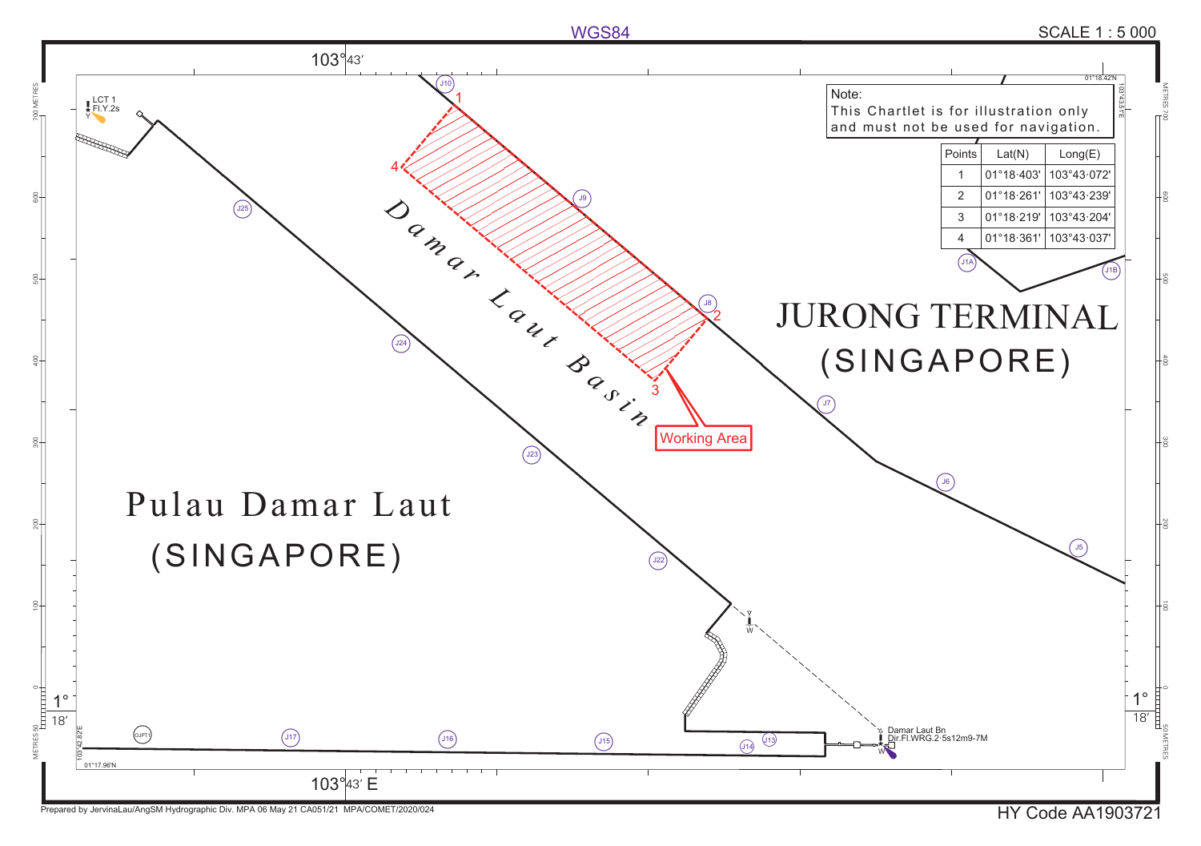WGS84

SCALE 1 : 5 000

Note:
This Chartlet is for illustration only and must not be used for navigation.

| Points | Lat(N) | Long(E) |
|---|---|---|
| 1 | 01°18·403' | 103°43·072' |
| 2 | 01°18·261' | 103°43·239' |
| 3 | 01°18·219' | 103°43·204' |
| 4 | 01°18·361' | 103°43·037' |

103°43′

Damar Laut Basin

Working Area

JURONG TERMINAL (SINGAPORE)

Pulau Damar Laut (SINGAPORE)

LCT 1
Fl.Y.2s

Damar Laut Bn
Dir.Fl.WRG.2·5s12m9-7M

1° 18′

103°43′ E

Prepared by JervinaLau/AngSM Hydrographic Div. MPA 06 May 21 CA051/21 MPA/COMET/2020/024

HY Code AA1903721